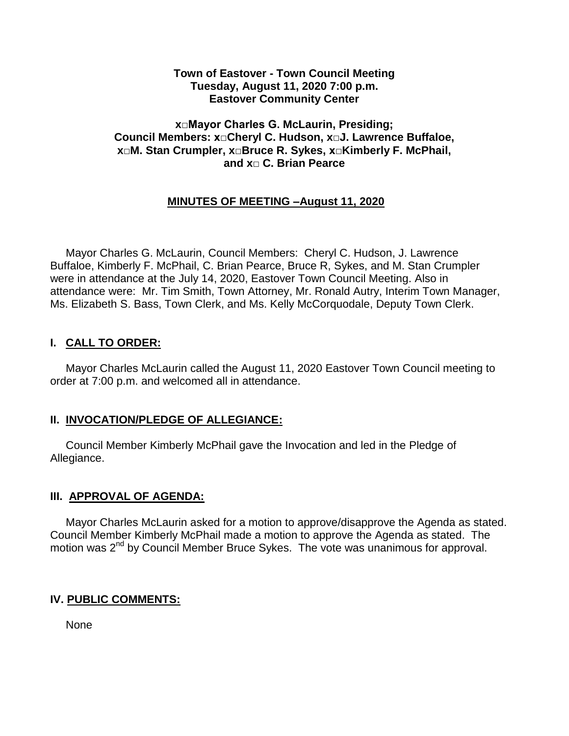**Town of Eastover - Town Council Meeting**
**Tuesday, August 11, 2020 7:00 p.m.**
**Eastover Community Center**

**x□Mayor Charles G. McLaurin, Presiding;**
**Council Members: x□Cheryl C. Hudson, x□J. Lawrence Buffaloe,**
**x□M. Stan Crumpler, x□Bruce R. Sykes, x□Kimberly F. McPhail,**
**and x□ C. Brian Pearce**

**MINUTES OF MEETING –August 11, 2020**

Mayor Charles G. McLaurin, Council Members: Cheryl C. Hudson, J. Lawrence Buffaloe, Kimberly F. McPhail, C. Brian Pearce, Bruce R, Sykes, and M. Stan Crumpler were in attendance at the July 14, 2020, Eastover Town Council Meeting. Also in attendance were: Mr. Tim Smith, Town Attorney, Mr. Ronald Autry, Interim Town Manager, Ms. Elizabeth S. Bass, Town Clerk, and Ms. Kelly McCorquodale, Deputy Town Clerk.

## I. CALL TO ORDER:

Mayor Charles McLaurin called the August 11, 2020 Eastover Town Council meeting to order at 7:00 p.m. and welcomed all in attendance.

## II. INVOCATION/PLEDGE OF ALLEGIANCE:

Council Member Kimberly McPhail gave the Invocation and led in the Pledge of Allegiance.

## III. APPROVAL OF AGENDA:

Mayor Charles McLaurin asked for a motion to approve/disapprove the Agenda as stated. Council Member Kimberly McPhail made a motion to approve the Agenda as stated. The motion was 2nd by Council Member Bruce Sykes. The vote was unanimous for approval.

## IV. PUBLIC COMMENTS:

None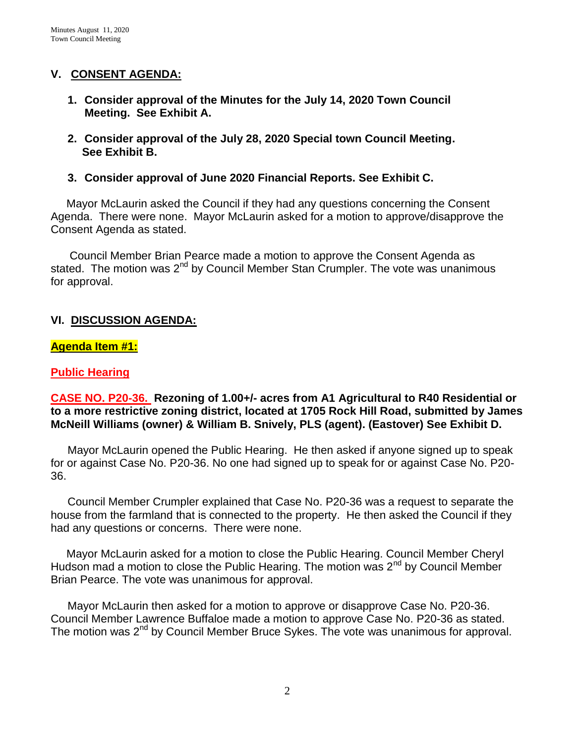## V. CONSENT AGENDA:

1. **Consider approval of the Minutes for the July 14, 2020 Town Council Meeting. See Exhibit A.**

2. **Consider approval of the July 28, 2020 Special town Council Meeting. See Exhibit B.**

3. **Consider approval of June 2020 Financial Reports. See Exhibit C.**

Mayor McLaurin asked the Council if they had any questions concerning the Consent Agenda. There were none. Mayor McLaurin asked for a motion to approve/disapprove the Consent Agenda as stated.

Council Member Brian Pearce made a motion to approve the Consent Agenda as stated. The motion was 2nd by Council Member Stan Crumpler. The vote was unanimous for approval.

## VI. DISCUSSION AGENDA:

**Agenda Item #1:**

**Public Hearing**

**CASE NO. P20-36. Rezoning of 1.00+/- acres from A1 Agricultural to R40 Residential or to a more restrictive zoning district, located at 1705 Rock Hill Road, submitted by James McNeill Williams (owner) & William B. Snively, PLS (agent). (Eastover) See Exhibit D.**

Mayor McLaurin opened the Public Hearing. He then asked if anyone signed up to speak for or against Case No. P20-36. No one had signed up to speak for or against Case No. P20-36.

Council Member Crumpler explained that Case No. P20-36 was a request to separate the house from the farmland that is connected to the property. He then asked the Council if they had any questions or concerns. There were none.

Mayor McLaurin asked for a motion to close the Public Hearing. Council Member Cheryl Hudson mad a motion to close the Public Hearing. The motion was 2nd by Council Member Brian Pearce. The vote was unanimous for approval.

Mayor McLaurin then asked for a motion to approve or disapprove Case No. P20-36. Council Member Lawrence Buffaloe made a motion to approve Case No. P20-36 as stated. The motion was 2nd by Council Member Bruce Sykes. The vote was unanimous for approval.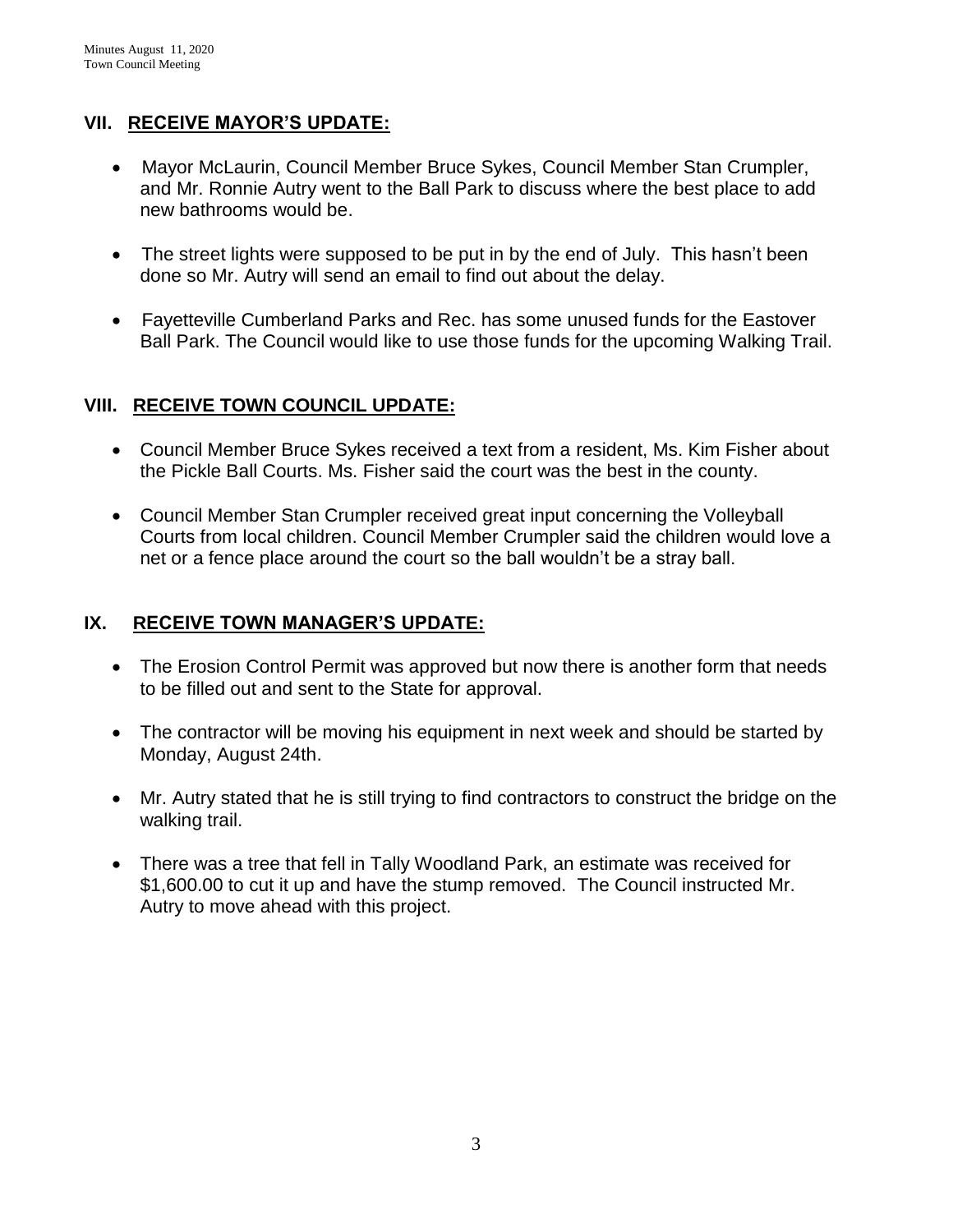## VII. RECEIVE MAYOR'S UPDATE:

- Mayor McLaurin, Council Member Bruce Sykes, Council Member Stan Crumpler, and Mr. Ronnie Autry went to the Ball Park to discuss where the best place to add new bathrooms would be.
- The street lights were supposed to be put in by the end of July. This hasn't been done so Mr. Autry will send an email to find out about the delay.
- Fayetteville Cumberland Parks and Rec. has some unused funds for the Eastover Ball Park. The Council would like to use those funds for the upcoming Walking Trail.

## VIII. RECEIVE TOWN COUNCIL UPDATE:

- Council Member Bruce Sykes received a text from a resident, Ms. Kim Fisher about the Pickle Ball Courts. Ms. Fisher said the court was the best in the county.
- Council Member Stan Crumpler received great input concerning the Volleyball Courts from local children. Council Member Crumpler said the children would love a net or a fence place around the court so the ball wouldn't be a stray ball.

## IX. RECEIVE TOWN MANAGER'S UPDATE:

- The Erosion Control Permit was approved but now there is another form that needs to be filled out and sent to the State for approval.
- The contractor will be moving his equipment in next week and should be started by Monday, August 24th.
- Mr. Autry stated that he is still trying to find contractors to construct the bridge on the walking trail.
- There was a tree that fell in Tally Woodland Park, an estimate was received for $1,600.00 to cut it up and have the stump removed. The Council instructed Mr. Autry to move ahead with this project.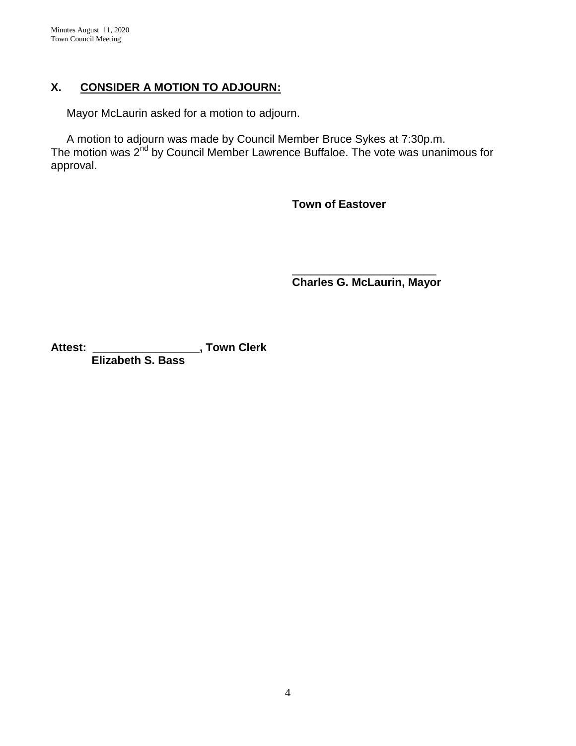## X. CONSIDER A MOTION TO ADJOURN:

Mayor McLaurin asked for a motion to adjourn.

A motion to adjourn was made by Council Member Bruce Sykes at 7:30p.m. The motion was 2nd by Council Member Lawrence Buffaloe. The vote was unanimous for approval.

**Town of Eastover**

\_\_\_\_\_\_\_\_\_\_\_\_\_\_\_\_\_\_\_\_\_\_\_
**Charles G. McLaurin, Mayor**

**Attest: \_\_\_\_\_\_\_\_\_\_\_\_\_\_\_\_\_, Town Clerk**
**Elizabeth S. Bass**